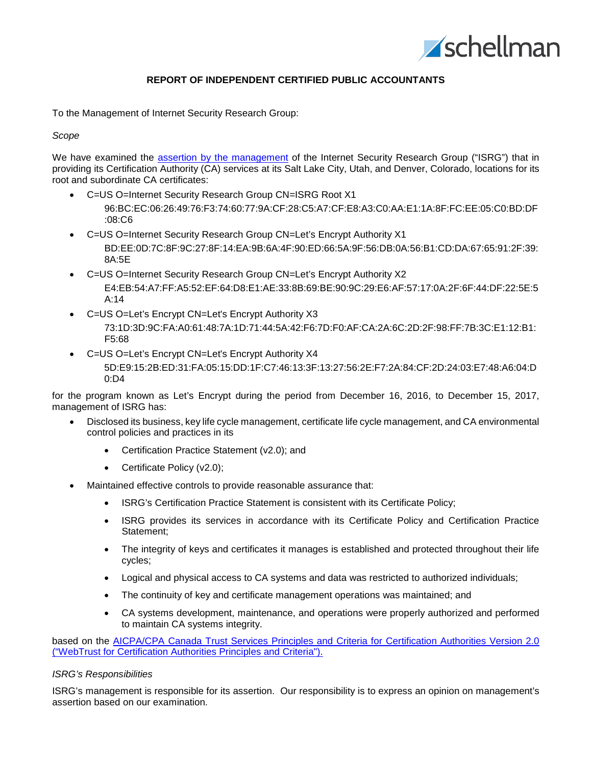**REPORT OF INDEPENDENT CERTIFIED PUBLIC ACCOUNTANTS**

To the Management of Internet Security Research Group:

*Scope*

We have examined the [assertion by the management]() of the Internet Security Research Group ("ISRG") that in providing its Certification Authority (CA) services at its Salt Lake City, Utah, and Denver, Colorado, locations for its root and subordinate CA certificates:

- C=US O=Internet Security Research Group CN=ISRG Root X1
  96:BC:EC:06:26:49:76:F3:74:60:77:9A:CF:28:C5:A7:CF:E8:A3:C0:AA:E1:1A:8F:FC:EE:05:C0:BD:DF:08:C6
- C=US O=Internet Security Research Group CN=Let's Encrypt Authority X1
  BD:EE:0D:7C:8F:9C:27:8F:14:EA:9B:6A:4F:90:ED:66:5A:9F:56:DB:0A:56:B1:CD:DA:67:65:91:2F:39:8A:5E
- C=US O=Internet Security Research Group CN=Let's Encrypt Authority X2
  E4:EB:54:A7:FF:A5:52:EF:64:D8:E1:AE:33:8B:69:BE:90:9C:29:E6:AF:57:17:0A:2F:6F:44:DF:22:5E:5A:14
- C=US O=Let's Encrypt CN=Let's Encrypt Authority X3
  73:1D:3D:9C:FA:A0:61:48:7A:1D:71:44:5A:42:F6:7D:F0:AF:CA:2A:6C:2D:2F:98:FF:7B:3C:E1:12:B1:F5:68
- C=US O=Let's Encrypt CN=Let's Encrypt Authority X4
  5D:E9:15:2B:ED:31:FA:05:15:DD:1F:C7:46:13:3F:13:27:56:2E:F7:2A:84:CF:2D:24:03:E7:48:A6:04:D0:D4

for the program known as Let's Encrypt during the period from December 16, 2016, to December 15, 2017, management of ISRG has:

- Disclosed its business, key life cycle management, certificate life cycle management, and CA environmental control policies and practices in its
  - Certification Practice Statement (v2.0); and
  - Certificate Policy (v2.0);
- Maintained effective controls to provide reasonable assurance that:
  - ISRG's Certification Practice Statement is consistent with its Certificate Policy;
  - ISRG provides its services in accordance with its Certificate Policy and Certification Practice Statement;
  - The integrity of keys and certificates it manages is established and protected throughout their life cycles;
  - Logical and physical access to CA systems and data was restricted to authorized individuals;
  - The continuity of key and certificate management operations was maintained; and
  - CA systems development, maintenance, and operations were properly authorized and performed to maintain CA systems integrity.

based on the [AICPA/CPA Canada Trust Services Principles and Criteria for Certification Authorities Version 2.0 ("WebTrust for Certification Authorities Principles and Criteria").]()

*ISRG's Responsibilities*

ISRG's management is responsible for its assertion. Our responsibility is to express an opinion on management's assertion based on our examination.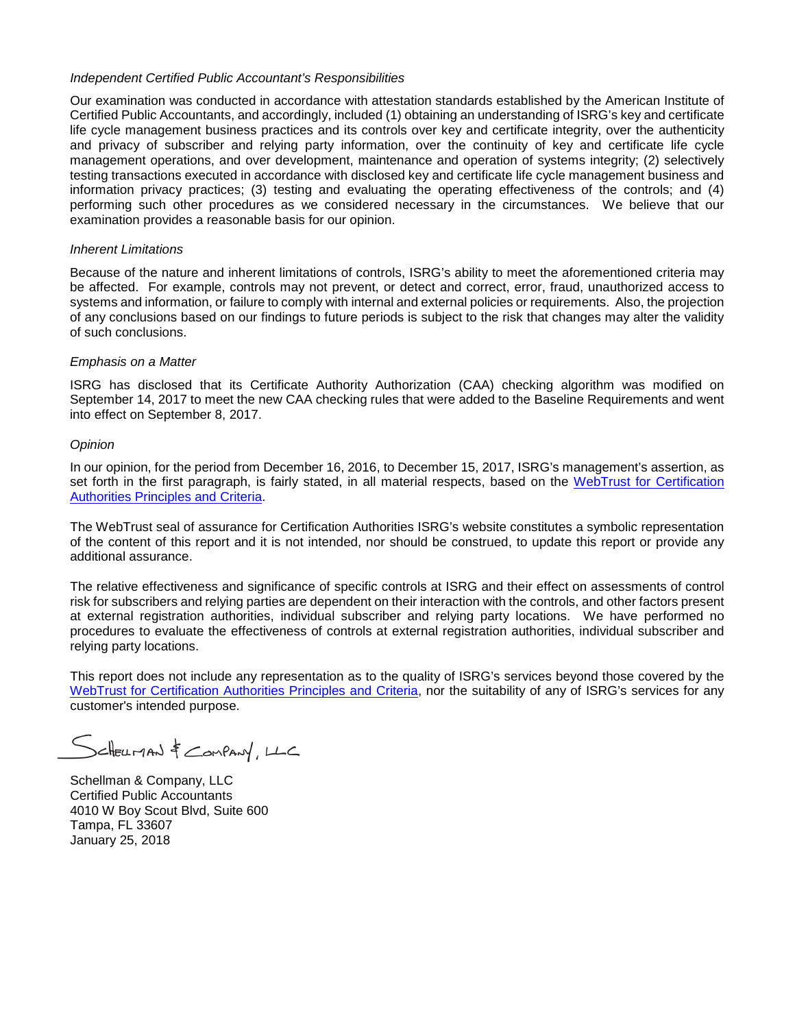*Independent Certified Public Accountant's Responsibilities*

Our examination was conducted in accordance with attestation standards established by the American Institute of Certified Public Accountants, and accordingly, included (1) obtaining an understanding of ISRG's key and certificate life cycle management business practices and its controls over key and certificate integrity, over the authenticity and privacy of subscriber and relying party information, over the continuity of key and certificate life cycle management operations, and over development, maintenance and operation of systems integrity; (2) selectively testing transactions executed in accordance with disclosed key and certificate life cycle management business and information privacy practices; (3) testing and evaluating the operating effectiveness of the controls; and (4) performing such other procedures as we considered necessary in the circumstances. We believe that our examination provides a reasonable basis for our opinion.

*Inherent Limitations*

Because of the nature and inherent limitations of controls, ISRG's ability to meet the aforementioned criteria may be affected. For example, controls may not prevent, or detect and correct, error, fraud, unauthorized access to systems and information, or failure to comply with internal and external policies or requirements. Also, the projection of any conclusions based on our findings to future periods is subject to the risk that changes may alter the validity of such conclusions.

*Emphasis on a Matter*

ISRG has disclosed that its Certificate Authority Authorization (CAA) checking algorithm was modified on September 14, 2017 to meet the new CAA checking rules that were added to the Baseline Requirements and went into effect on September 8, 2017.

*Opinion*

In our opinion, for the period from December 16, 2016, to December 15, 2017, ISRG's management's assertion, as set forth in the first paragraph, is fairly stated, in all material respects, based on the WebTrust for Certification Authorities Principles and Criteria.

The WebTrust seal of assurance for Certification Authorities ISRG's website constitutes a symbolic representation of the content of this report and it is not intended, nor should be construed, to update this report or provide any additional assurance.

The relative effectiveness and significance of specific controls at ISRG and their effect on assessments of control risk for subscribers and relying parties are dependent on their interaction with the controls, and other factors present at external registration authorities, individual subscriber and relying party locations. We have performed no procedures to evaluate the effectiveness of controls at external registration authorities, individual subscriber and relying party locations.

This report does not include any representation as to the quality of ISRG's services beyond those covered by the WebTrust for Certification Authorities Principles and Criteria, nor the suitability of any of ISRG's services for any customer's intended purpose.

Schellman & Company, LLC

Schellman & Company, LLC
Certified Public Accountants
4010 W Boy Scout Blvd, Suite 600
Tampa, FL 33607
January 25, 2018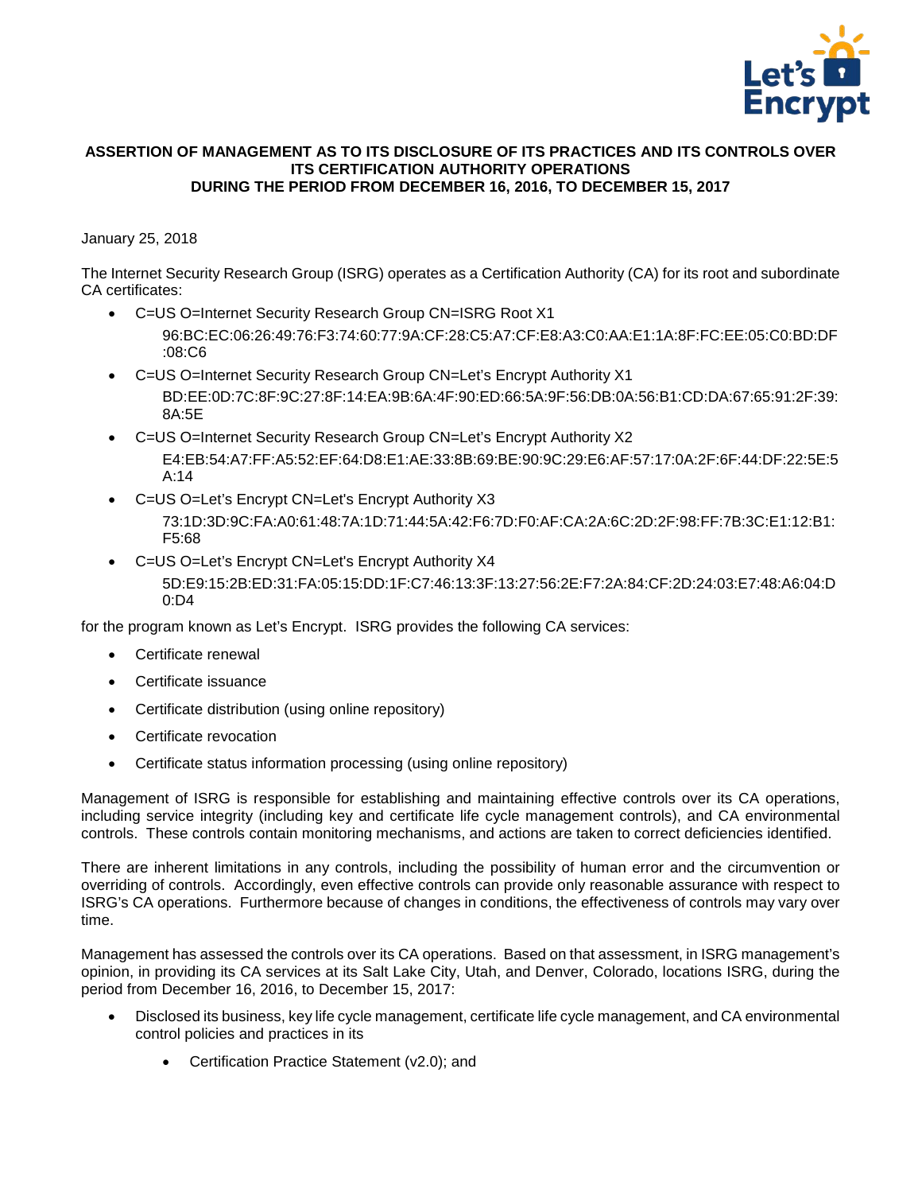**ASSERTION OF MANAGEMENT AS TO ITS DISCLOSURE OF ITS PRACTICES AND ITS CONTROLS OVER ITS CERTIFICATION AUTHORITY OPERATIONS DURING THE PERIOD FROM DECEMBER 16, 2016, TO DECEMBER 15, 2017**

January 25, 2018

The Internet Security Research Group (ISRG) operates as a Certification Authority (CA) for its root and subordinate CA certificates:

- C=US O=Internet Security Research Group CN=ISRG Root X1
  96:BC:EC:06:26:49:76:F3:74:60:77:9A:CF:28:C5:A7:CF:E8:A3:C0:AA:E1:1A:8F:FC:EE:05:C0:BD:DF:08:C6
- C=US O=Internet Security Research Group CN=Let's Encrypt Authority X1
  BD:EE:0D:7C:8F:9C:27:8F:14:EA:9B:6A:4F:90:ED:66:5A:9F:56:DB:0A:56:B1:CD:DA:67:65:91:2F:39:8A:5E
- C=US O=Internet Security Research Group CN=Let's Encrypt Authority X2
  E4:EB:54:A7:FF:A5:52:EF:64:D8:E1:AE:33:8B:69:BE:90:9C:29:E6:AF:57:17:0A:2F:6F:44:DF:22:5E:5A:14
- C=US O=Let's Encrypt CN=Let's Encrypt Authority X3
  73:1D:3D:9C:FA:A0:61:48:7A:1D:71:44:5A:42:F6:7D:F0:AF:CA:2A:6C:2D:2F:98:FF:7B:3C:E1:12:B1:F5:68
- C=US O=Let's Encrypt CN=Let's Encrypt Authority X4
  5D:E9:15:2B:ED:31:FA:05:15:DD:1F:C7:46:13:3F:13:27:56:2E:F7:2A:84:CF:2D:24:03:E7:48:A6:04:D0:D4

for the program known as Let's Encrypt. ISRG provides the following CA services:

- Certificate renewal
- Certificate issuance
- Certificate distribution (using online repository)
- Certificate revocation
- Certificate status information processing (using online repository)

Management of ISRG is responsible for establishing and maintaining effective controls over its CA operations, including service integrity (including key and certificate life cycle management controls), and CA environmental controls. These controls contain monitoring mechanisms, and actions are taken to correct deficiencies identified.

There are inherent limitations in any controls, including the possibility of human error and the circumvention or overriding of controls. Accordingly, even effective controls can provide only reasonable assurance with respect to ISRG's CA operations. Furthermore because of changes in conditions, the effectiveness of controls may vary over time.

Management has assessed the controls over its CA operations. Based on that assessment, in ISRG management's opinion, in providing its CA services at its Salt Lake City, Utah, and Denver, Colorado, locations ISRG, during the period from December 16, 2016, to December 15, 2017:

- Disclosed its business, key life cycle management, certificate life cycle management, and CA environmental control policies and practices in its
  - Certification Practice Statement (v2.0); and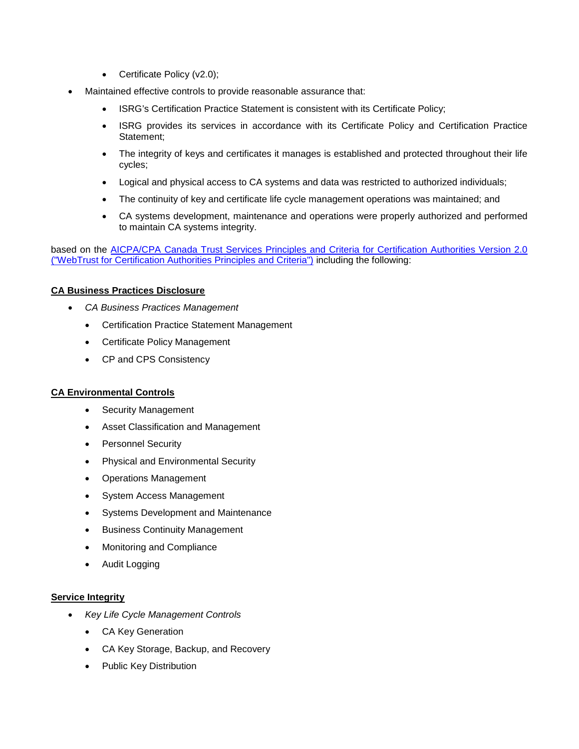- Certificate Policy (v2.0);
- Maintained effective controls to provide reasonable assurance that:
  - ISRG's Certification Practice Statement is consistent with its Certificate Policy;
  - ISRG provides its services in accordance with its Certificate Policy and Certification Practice Statement;
  - The integrity of keys and certificates it manages is established and protected throughout their life cycles;
  - Logical and physical access to CA systems and data was restricted to authorized individuals;
  - The continuity of key and certificate life cycle management operations was maintained; and
  - CA systems development, maintenance and operations were properly authorized and performed to maintain CA systems integrity.

based on the AICPA/CPA Canada Trust Services Principles and Criteria for Certification Authorities Version 2.0 ("WebTrust for Certification Authorities Principles and Criteria") including the following:

**CA Business Practices Disclosure**

- *CA Business Practices Management*
  - Certification Practice Statement Management
  - Certificate Policy Management
  - CP and CPS Consistency

**CA Environmental Controls**

- Security Management
- Asset Classification and Management
- Personnel Security
- Physical and Environmental Security
- Operations Management
- System Access Management
- Systems Development and Maintenance
- Business Continuity Management
- Monitoring and Compliance
- Audit Logging

**Service Integrity**

- *Key Life Cycle Management Controls*
  - CA Key Generation
  - CA Key Storage, Backup, and Recovery
  - Public Key Distribution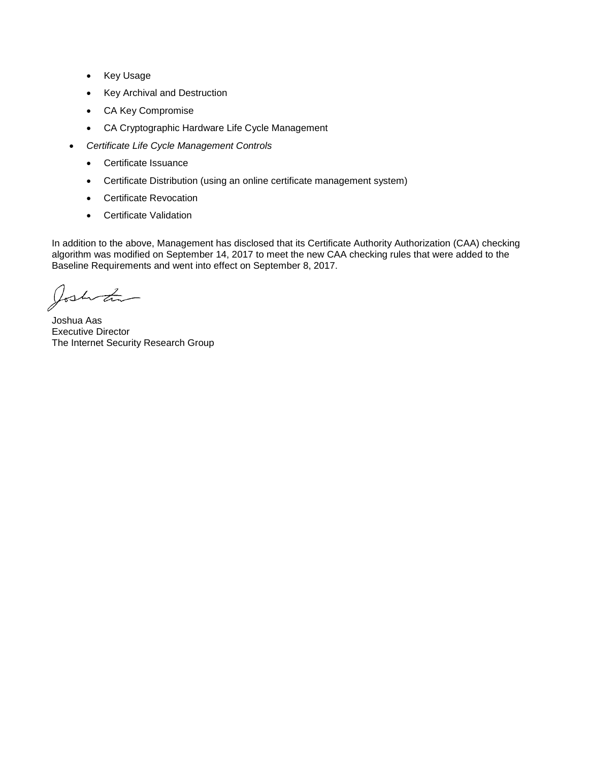- Key Usage
    - Key Archival and Destruction
    - CA Key Compromise
    - CA Cryptographic Hardware Life Cycle Management
- *Certificate Life Cycle Management Controls*
    - Certificate Issuance
    - Certificate Distribution (using an online certificate management system)
    - Certificate Revocation
    - Certificate Validation

In addition to the above, Management has disclosed that its Certificate Authority Authorization (CAA) checking algorithm was modified on September 14, 2017 to meet the new CAA checking rules that were added to the Baseline Requirements and went into effect on September 8, 2017.

Joshua Aas
Executive Director
The Internet Security Research Group